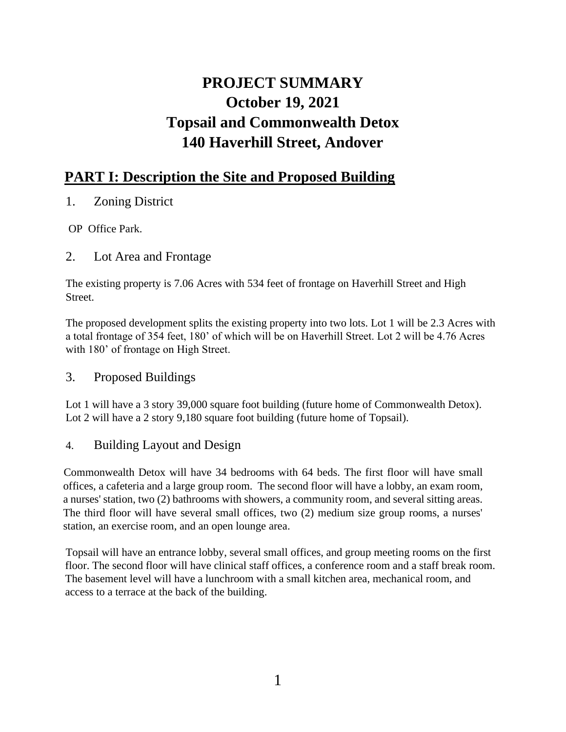# PROJECT SUMMARY
# October 19, 2021
# Topsail and Commonwealth Detox
# 140 Haverhill Street, Andover

## PART I: Description the Site and Proposed Building

### 1. Zoning District

OP Office Park.

### 2. Lot Area and Frontage

The existing property is 7.06 Acres with 534 feet of frontage on Haverhill Street and High Street.

The proposed development splits the existing property into two lots. Lot 1 will be 2.3 Acres with a total frontage of 354 feet, 180' of which will be on Haverhill Street. Lot 2 will be 4.76 Acres with 180' of frontage on High Street.

### 3. Proposed Buildings

Lot 1 will have a 3 story 39,000 square foot building (future home of Commonwealth Detox).
Lot 2 will have a 2 story 9,180 square foot building (future home of Topsail).

### 4. Building Layout and Design

Commonwealth Detox will have 34 bedrooms with 64 beds. The first floor will have small offices, a cafeteria and a large group room. The second floor will have a lobby, an exam room, a nurses' station, two (2) bathrooms with showers, a community room, and several sitting areas. The third floor will have several small offices, two (2) medium size group rooms, a nurses' station, an exercise room, and an open lounge area.

Topsail will have an entrance lobby, several small offices, and group meeting rooms on the first floor. The second floor will have clinical staff offices, a conference room and a staff break room. The basement level will have a lunchroom with a small kitchen area, mechanical room, and access to a terrace at the back of the building.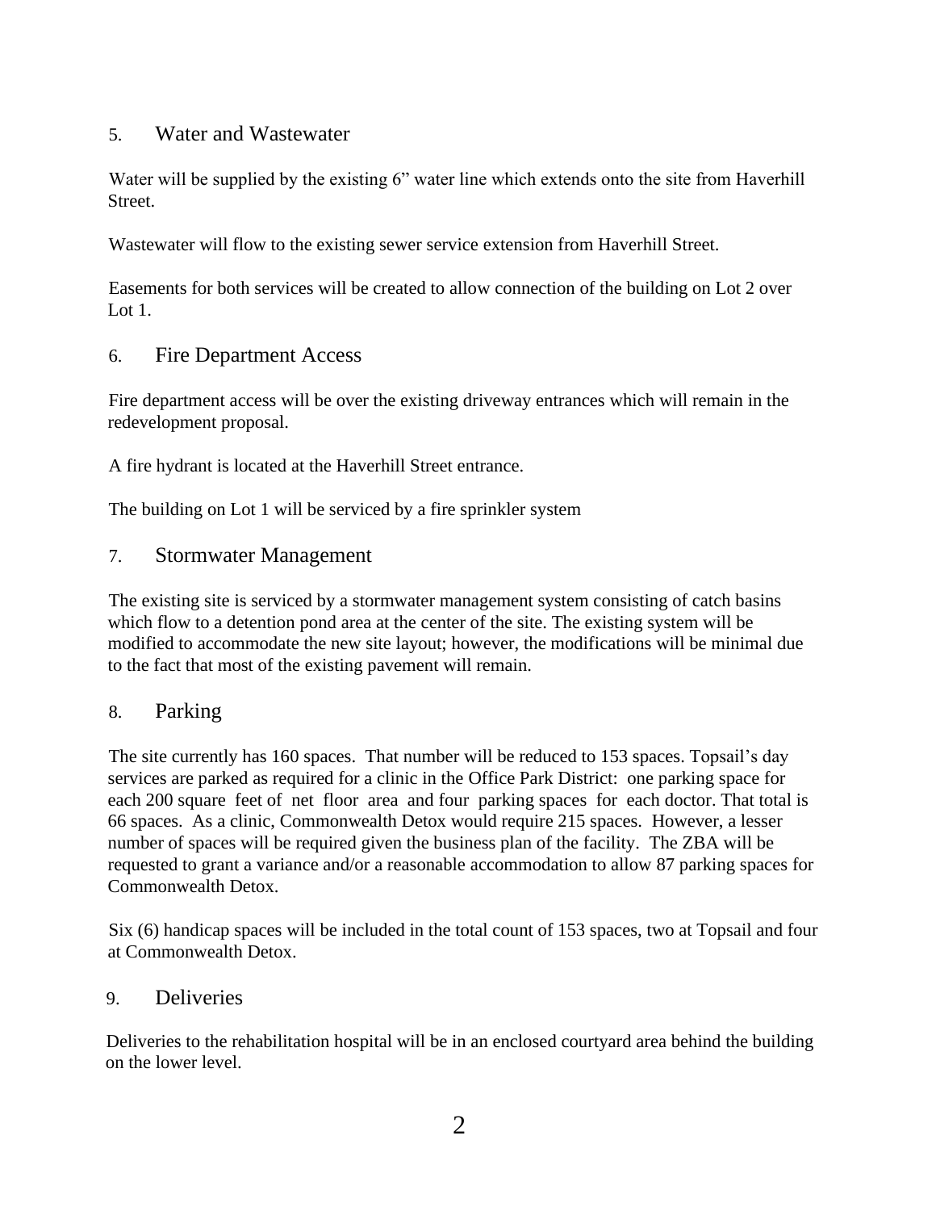## 5. Water and Wastewater

Water will be supplied by the existing 6" water line which extends onto the site from Haverhill Street.

Wastewater will flow to the existing sewer service extension from Haverhill Street.

Easements for both services will be created to allow connection of the building on Lot 2 over Lot 1.

## 6. Fire Department Access

Fire department access will be over the existing driveway entrances which will remain in the redevelopment proposal.

A fire hydrant is located at the Haverhill Street entrance.

The building on Lot 1 will be serviced by a fire sprinkler system

## 7. Stormwater Management

The existing site is serviced by a stormwater management system consisting of catch basins which flow to a detention pond area at the center of the site. The existing system will be modified to accommodate the new site layout; however, the modifications will be minimal due to the fact that most of the existing pavement will remain.

## 8. Parking

The site currently has 160 spaces. That number will be reduced to 153 spaces. Topsail's day services are parked as required for a clinic in the Office Park District: one parking space for each 200 square feet of net floor area and four parking spaces for each doctor. That total is 66 spaces. As a clinic, Commonwealth Detox would require 215 spaces. However, a lesser number of spaces will be required given the business plan of the facility. The ZBA will be requested to grant a variance and/or a reasonable accommodation to allow 87 parking spaces for Commonwealth Detox.

Six (6) handicap spaces will be included in the total count of 153 spaces, two at Topsail and four at Commonwealth Detox.

## 9. Deliveries

Deliveries to the rehabilitation hospital will be in an enclosed courtyard area behind the building on the lower level.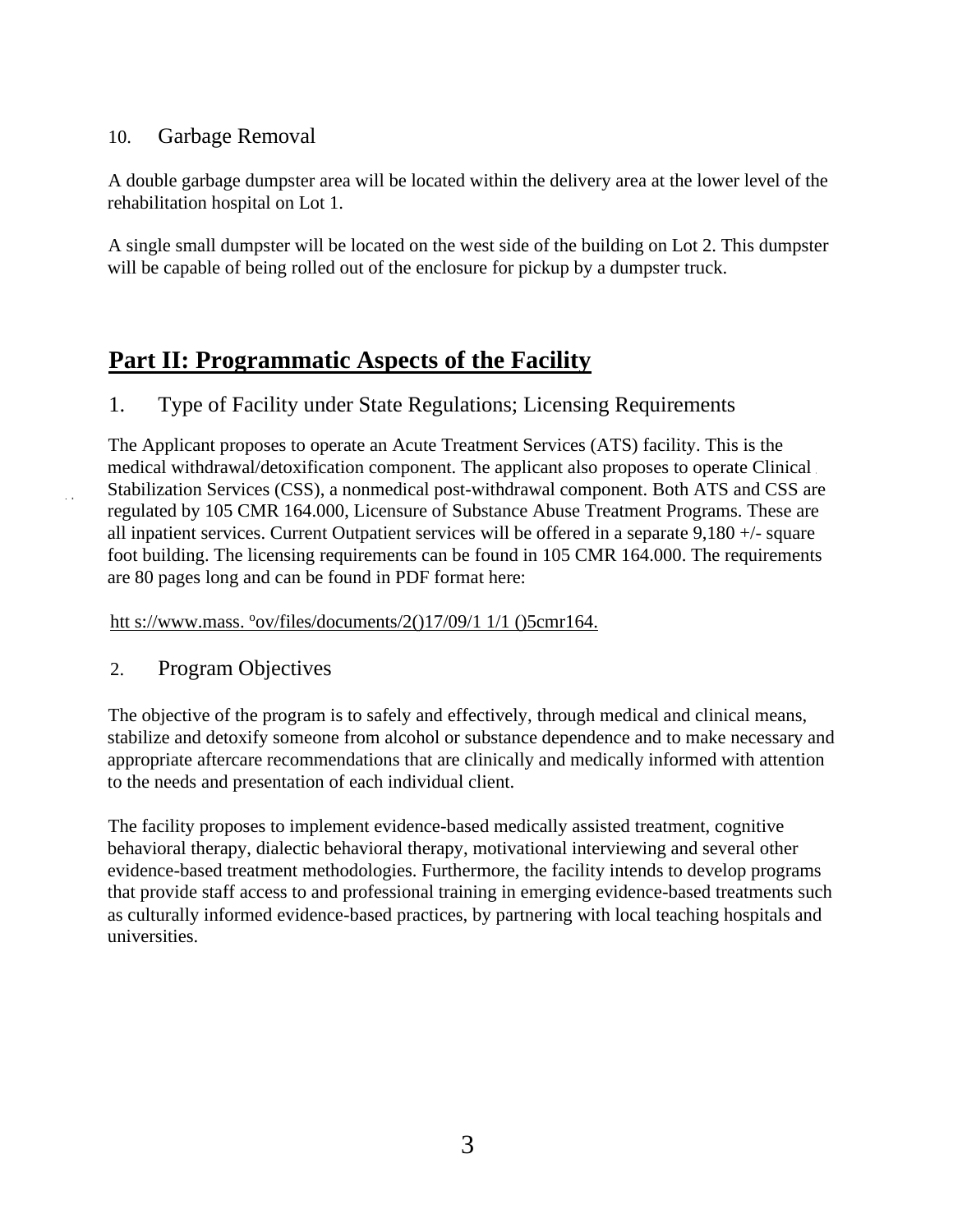### 10. Garbage Removal

A double garbage dumpster area will be located within the delivery area at the lower level of the rehabilitation hospital on Lot 1.

A single small dumpster will be located on the west side of the building on Lot 2. This dumpster will be capable of being rolled out of the enclosure for pickup by a dumpster truck.

## **Part II: Programmatic Aspects of the Facility**

### 1. Type of Facility under State Regulations; Licensing Requirements

The Applicant proposes to operate an Acute Treatment Services (ATS) facility. This is the medical withdrawal/detoxification component. The applicant also proposes to operate Clinical Stabilization Services (CSS), a nonmedical post-withdrawal component. Both ATS and CSS are regulated by 105 CMR 164.000, Licensure of Substance Abuse Treatment Programs. These are all inpatient services. Current Outpatient services will be offered in a separate 9,180 +/- square foot building. The licensing requirements can be found in 105 CMR 164.000. The requirements are 80 pages long and can be found in PDF format here:

htt s://www.mass. ºov/files/documents/2()17/09/1 1/1 ()5cmr164.

### 2. Program Objectives

The objective of the program is to safely and effectively, through medical and clinical means, stabilize and detoxify someone from alcohol or substance dependence and to make necessary and appropriate aftercare recommendations that are clinically and medically informed with attention to the needs and presentation of each individual client.

The facility proposes to implement evidence-based medically assisted treatment, cognitive behavioral therapy, dialectic behavioral therapy, motivational interviewing and several other evidence-based treatment methodologies. Furthermore, the facility intends to develop programs that provide staff access to and professional training in emerging evidence-based treatments such as culturally informed evidence-based practices, by partnering with local teaching hospitals and universities.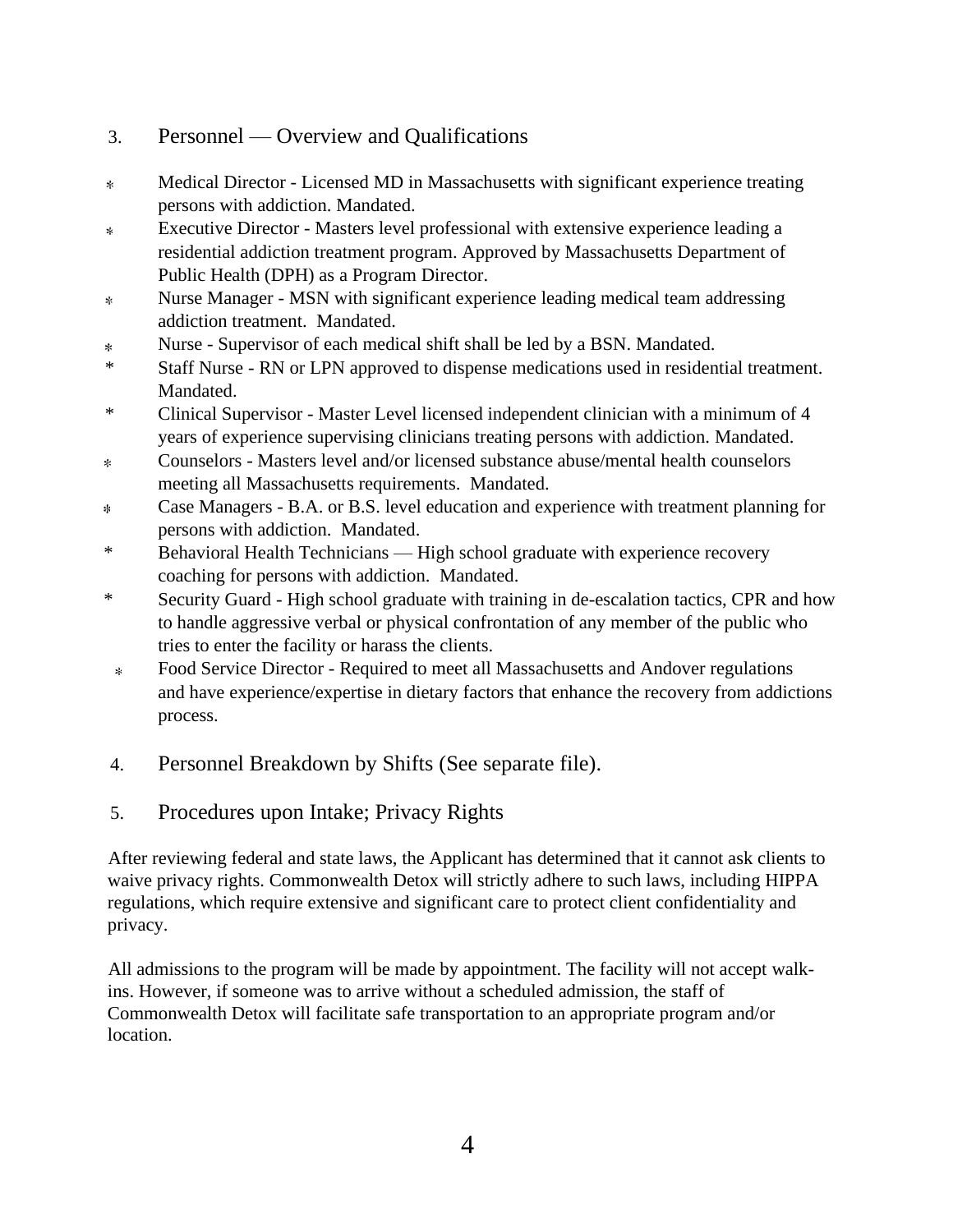## 3. Personnel — Overview and Qualifications

* Medical Director - Licensed MD in Massachusetts with significant experience treating persons with addiction. Mandated.
* Executive Director - Masters level professional with extensive experience leading a residential addiction treatment program. Approved by Massachusetts Department of Public Health (DPH) as a Program Director.
* Nurse Manager - MSN with significant experience leading medical team addressing addiction treatment. Mandated.
* Nurse - Supervisor of each medical shift shall be led by a BSN. Mandated.
* Staff Nurse - RN or LPN approved to dispense medications used in residential treatment. Mandated.
* Clinical Supervisor - Master Level licensed independent clinician with a minimum of 4 years of experience supervising clinicians treating persons with addiction. Mandated.
* Counselors - Masters level and/or licensed substance abuse/mental health counselors meeting all Massachusetts requirements. Mandated.
* Case Managers - B.A. or B.S. level education and experience with treatment planning for persons with addiction. Mandated.
* Behavioral Health Technicians — High school graduate with experience recovery coaching for persons with addiction. Mandated.
* Security Guard - High school graduate with training in de-escalation tactics, CPR and how to handle aggressive verbal or physical confrontation of any member of the public who tries to enter the facility or harass the clients.
* Food Service Director - Required to meet all Massachusetts and Andover regulations and have experience/expertise in dietary factors that enhance the recovery from addictions process.

## 4. Personnel Breakdown by Shifts (See separate file).

## 5. Procedures upon Intake; Privacy Rights

After reviewing federal and state laws, the Applicant has determined that it cannot ask clients to waive privacy rights. Commonwealth Detox will strictly adhere to such laws, including HIPPA regulations, which require extensive and significant care to protect client confidentiality and privacy.

All admissions to the program will be made by appointment. The facility will not accept walk-ins. However, if someone was to arrive without a scheduled admission, the staff of Commonwealth Detox will facilitate safe transportation to an appropriate program and/or location.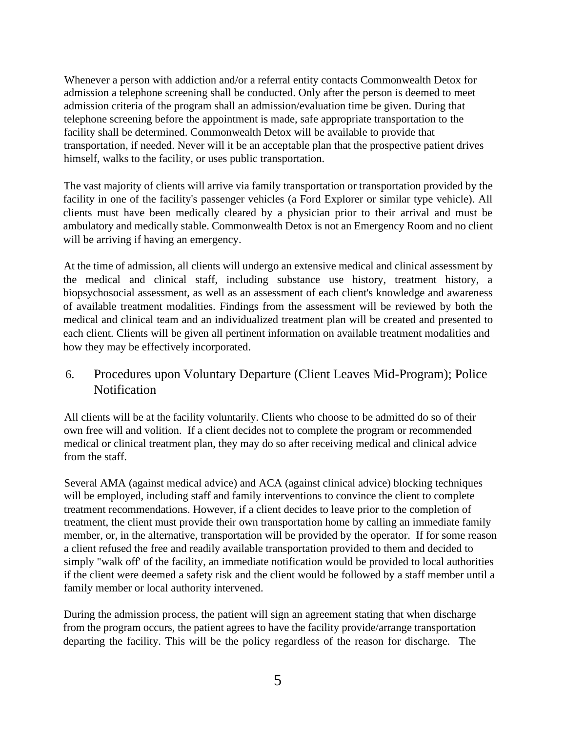Whenever a person with addiction and/or a referral entity contacts Commonwealth Detox for admission a telephone screening shall be conducted. Only after the person is deemed to meet admission criteria of the program shall an admission/evaluation time be given. During that telephone screening before the appointment is made, safe appropriate transportation to the facility shall be determined. Commonwealth Detox will be available to provide that transportation, if needed. Never will it be an acceptable plan that the prospective patient drives himself, walks to the facility, or uses public transportation.

The vast majority of clients will arrive via family transportation or transportation provided by the facility in one of the facility's passenger vehicles (a Ford Explorer or similar type vehicle). All clients must have been medically cleared by a physician prior to their arrival and must be ambulatory and medically stable. Commonwealth Detox is not an Emergency Room and no client will be arriving if having an emergency.

At the time of admission, all clients will undergo an extensive medical and clinical assessment by the medical and clinical staff, including substance use history, treatment history, a biopsychosocial assessment, as well as an assessment of each client's knowledge and awareness of available treatment modalities. Findings from the assessment will be reviewed by both the medical and clinical team and an individualized treatment plan will be created and presented to each client. Clients will be given all pertinent information on available treatment modalities and how they may be effectively incorporated.

## 6. Procedures upon Voluntary Departure (Client Leaves Mid-Program); Police Notification

All clients will be at the facility voluntarily. Clients who choose to be admitted do so of their own free will and volition. If a client decides not to complete the program or recommended medical or clinical treatment plan, they may do so after receiving medical and clinical advice from the staff.

Several AMA (against medical advice) and ACA (against clinical advice) blocking techniques will be employed, including staff and family interventions to convince the client to complete treatment recommendations. However, if a client decides to leave prior to the completion of treatment, the client must provide their own transportation home by calling an immediate family member, or, in the alternative, transportation will be provided by the operator. If for some reason a client refused the free and readily available transportation provided to them and decided to simply "walk off' of the facility, an immediate notification would be provided to local authorities if the client were deemed a safety risk and the client would be followed by a staff member until a family member or local authority intervened.

During the admission process, the patient will sign an agreement stating that when discharge from the program occurs, the patient agrees to have the facility provide/arrange transportation departing the facility. This will be the policy regardless of the reason for discharge. The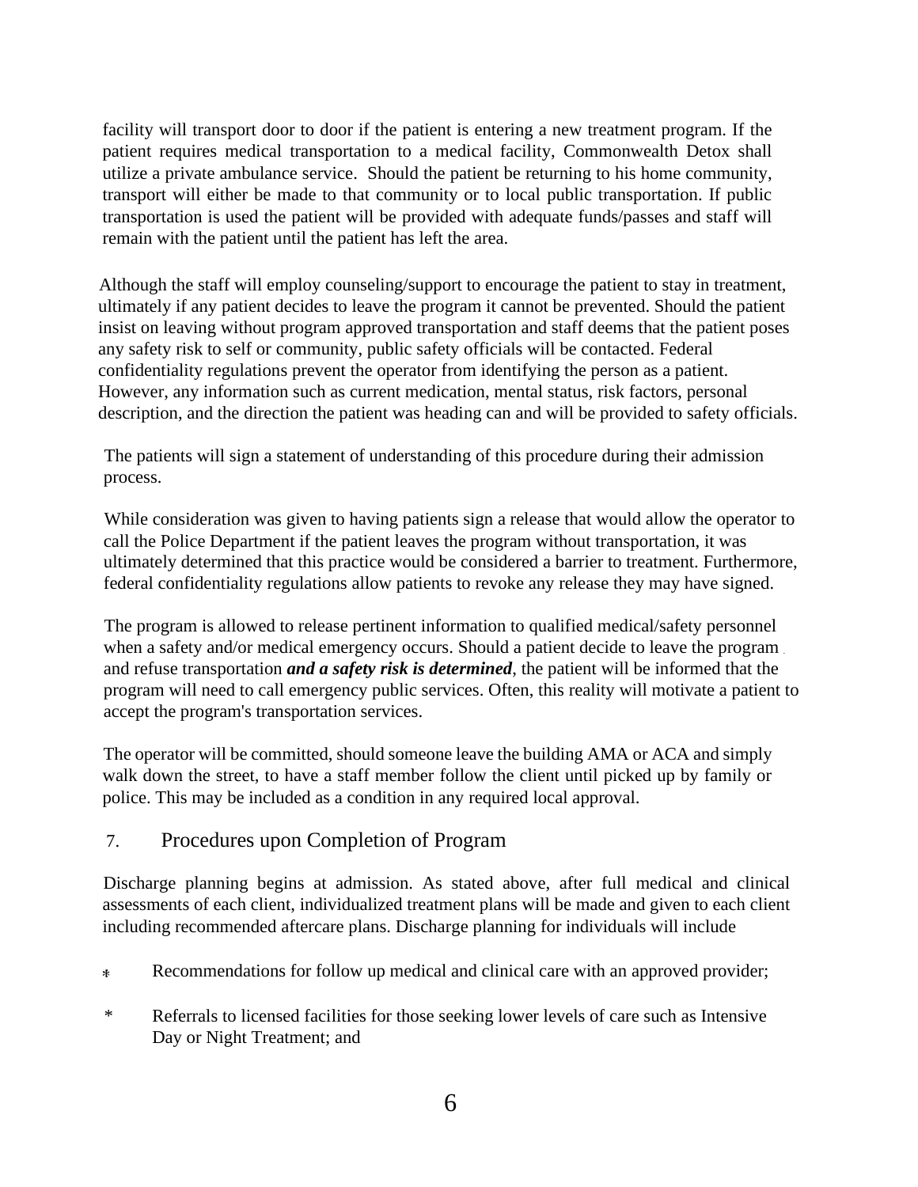facility will transport door to door if the patient is entering a new treatment program. If the patient requires medical transportation to a medical facility, Commonwealth Detox shall utilize a private ambulance service. Should the patient be returning to his home community, transport will either be made to that community or to local public transportation. If public transportation is used the patient will be provided with adequate funds/passes and staff will remain with the patient until the patient has left the area.

Although the staff will employ counseling/support to encourage the patient to stay in treatment, ultimately if any patient decides to leave the program it cannot be prevented. Should the patient insist on leaving without program approved transportation and staff deems that the patient poses any safety risk to self or community, public safety officials will be contacted. Federal confidentiality regulations prevent the operator from identifying the person as a patient. However, any information such as current medication, mental status, risk factors, personal description, and the direction the patient was heading can and will be provided to safety officials.

The patients will sign a statement of understanding of this procedure during their admission process.

While consideration was given to having patients sign a release that would allow the operator to call the Police Department if the patient leaves the program without transportation, it was ultimately determined that this practice would be considered a barrier to treatment. Furthermore, federal confidentiality regulations allow patients to revoke any release they may have signed.

The program is allowed to release pertinent information to qualified medical/safety personnel when a safety and/or medical emergency occurs. Should a patient decide to leave the program and refuse transportation ***and a safety risk is determined***, the patient will be informed that the program will need to call emergency public services. Often, this reality will motivate a patient to accept the program's transportation services.

The operator will be committed, should someone leave the building AMA or ACA and simply walk down the street, to have a staff member follow the client until picked up by family or police. This may be included as a condition in any required local approval.

## 7. Procedures upon Completion of Program

Discharge planning begins at admission. As stated above, after full medical and clinical assessments of each client, individualized treatment plans will be made and given to each client including recommended aftercare plans. Discharge planning for individuals will include

* Recommendations for follow up medical and clinical care with an approved provider;
* Referrals to licensed facilities for those seeking lower levels of care such as Intensive Day or Night Treatment; and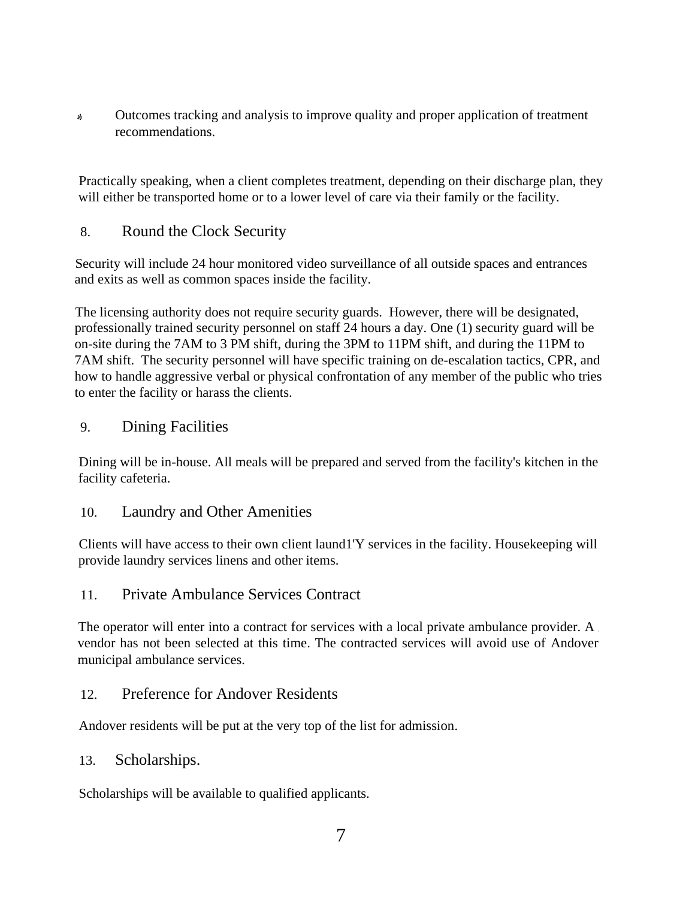- Outcomes tracking and analysis to improve quality and proper application of treatment recommendations.

Practically speaking, when a client completes treatment, depending on their discharge plan, they will either be transported home or to a lower level of care via their family or the facility.

## 8. Round the Clock Security

Security will include 24 hour monitored video surveillance of all outside spaces and entrances and exits as well as common spaces inside the facility.

The licensing authority does not require security guards. However, there will be designated, professionally trained security personnel on staff 24 hours a day. One (1) security guard will be on-site during the 7AM to 3 PM shift, during the 3PM to 11PM shift, and during the 11PM to 7AM shift. The security personnel will have specific training on de-escalation tactics, CPR, and how to handle aggressive verbal or physical confrontation of any member of the public who tries to enter the facility or harass the clients.

## 9. Dining Facilities

Dining will be in-house. All meals will be prepared and served from the facility's kitchen in the facility cafeteria.

## 10. Laundry and Other Amenities

Clients will have access to their own client laund1'Y services in the facility. Housekeeping will provide laundry services linens and other items.

## 11. Private Ambulance Services Contract

The operator will enter into a contract for services with a local private ambulance provider. A vendor has not been selected at this time. The contracted services will avoid use of Andover municipal ambulance services.

## 12. Preference for Andover Residents

Andover residents will be put at the very top of the list for admission.

## 13. Scholarships.

Scholarships will be available to qualified applicants.